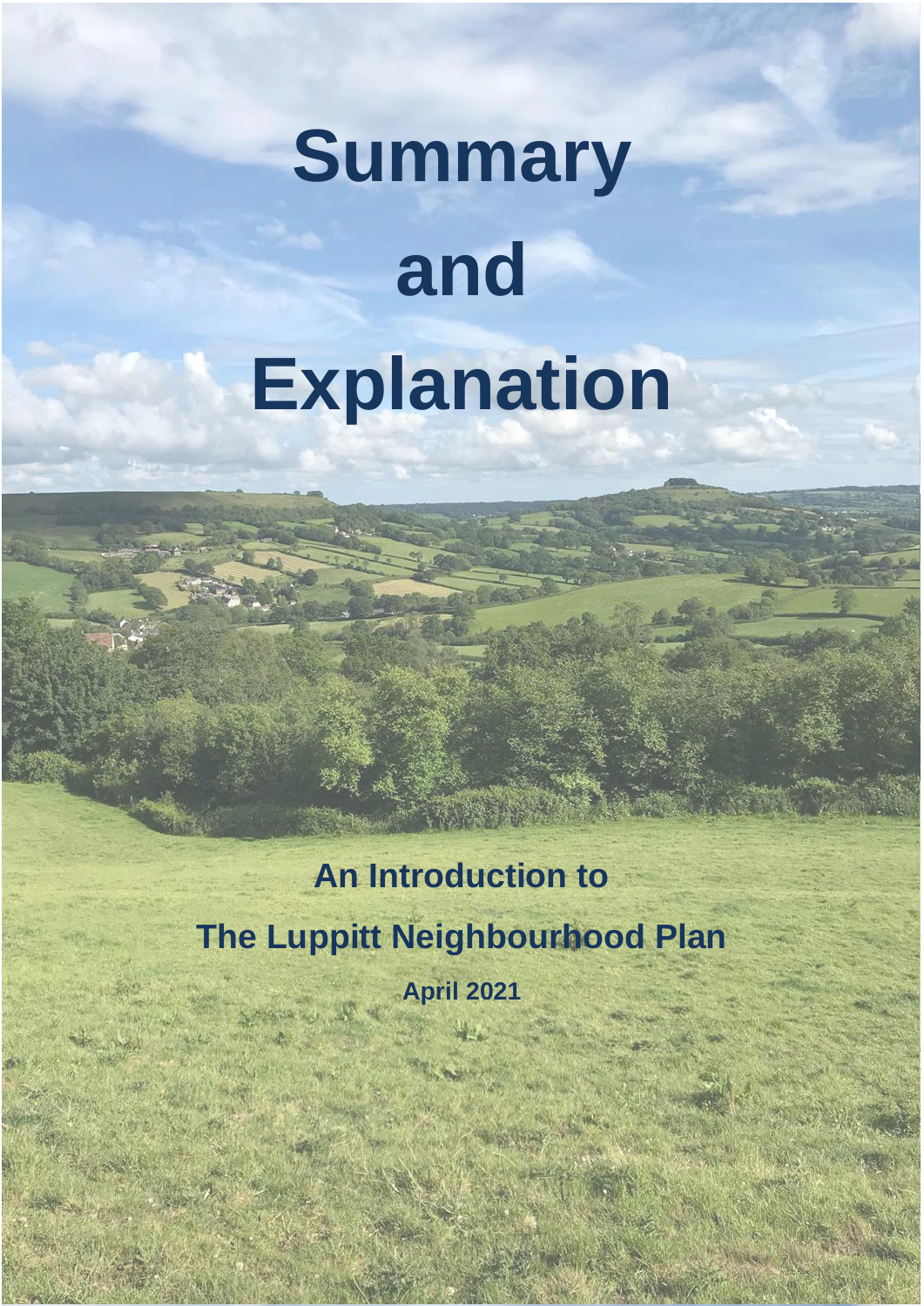# Summary and Explanation

**An Introduction to**

**The Luppitt Neighbourhood Plan**

**April 2021**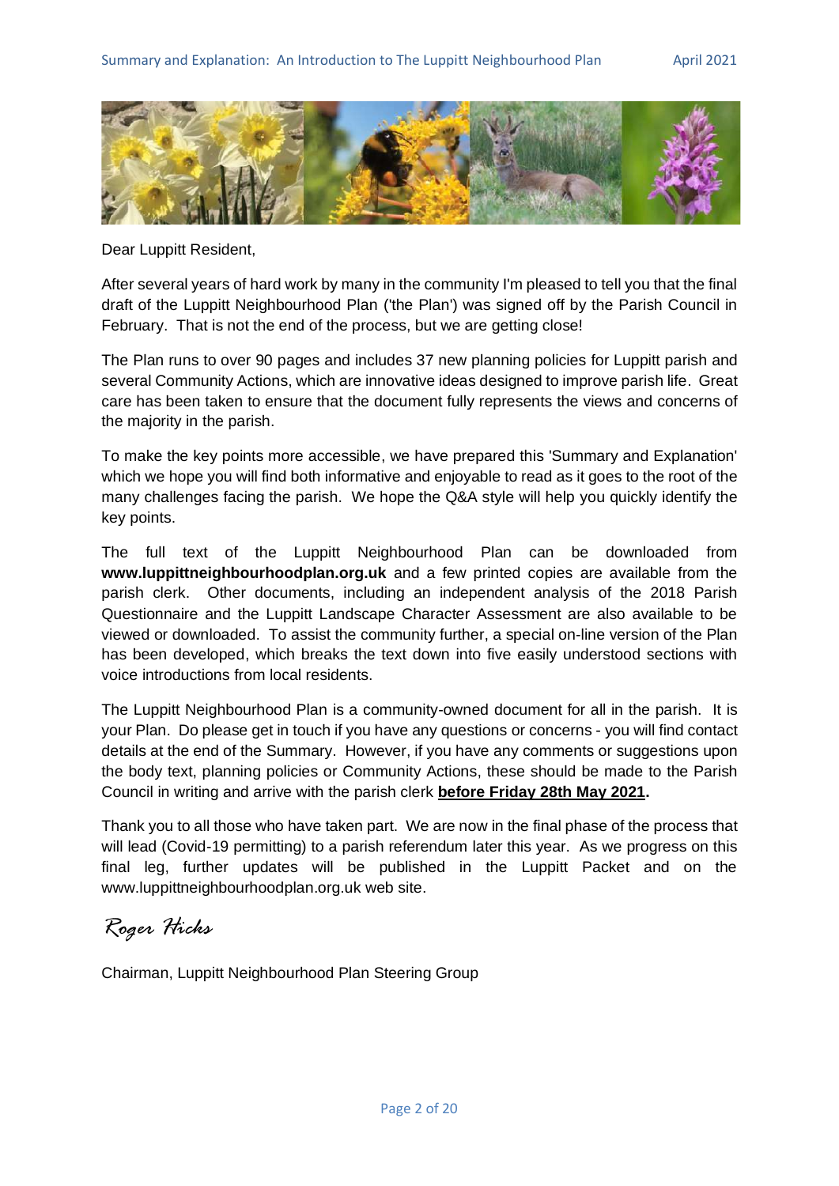Dear Luppitt Resident,

After several years of hard work by many in the community I'm pleased to tell you that the final draft of the Luppitt Neighbourhood Plan ('the Plan') was signed off by the Parish Council in February. That is not the end of the process, but we are getting close!

The Plan runs to over 90 pages and includes 37 new planning policies for Luppitt parish and several Community Actions, which are innovative ideas designed to improve parish life. Great care has been taken to ensure that the document fully represents the views and concerns of the majority in the parish.

To make the key points more accessible, we have prepared this 'Summary and Explanation' which we hope you will find both informative and enjoyable to read as it goes to the root of the many challenges facing the parish. We hope the Q&A style will help you quickly identify the key points.

The full text of the Luppitt Neighbourhood Plan can be downloaded from **www.luppittneighbourhoodplan.org.uk** and a few printed copies are available from the parish clerk. Other documents, including an independent analysis of the 2018 Parish Questionnaire and the Luppitt Landscape Character Assessment are also available to be viewed or downloaded. To assist the community further, a special on-line version of the Plan has been developed, which breaks the text down into five easily understood sections with voice introductions from local residents.

The Luppitt Neighbourhood Plan is a community-owned document for all in the parish. It is your Plan. Do please get in touch if you have any questions or concerns - you will find contact details at the end of the Summary. However, if you have any comments or suggestions upon the body text, planning policies or Community Actions, these should be made to the Parish Council in writing and arrive with the parish clerk **before Friday 28th May 2021.**

Thank you to all those who have taken part. We are now in the final phase of the process that will lead (Covid-19 permitting) to a parish referendum later this year. As we progress on this final leg, further updates will be published in the Luppitt Packet and on the www.luppittneighbourhoodplan.org.uk web site.

*Roger Hicks*

Chairman, Luppitt Neighbourhood Plan Steering Group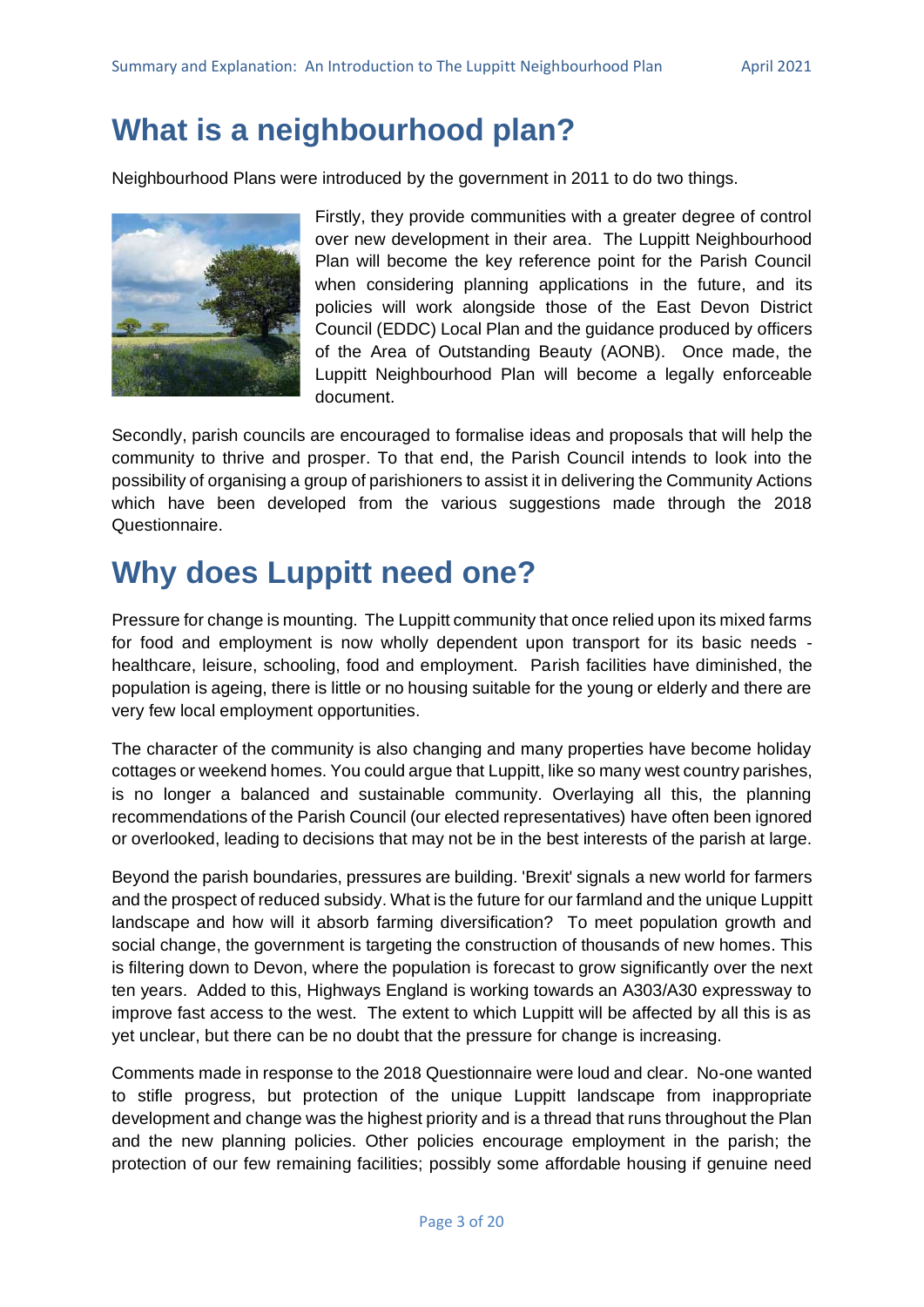# What is a neighbourhood plan?

Neighbourhood Plans were introduced by the government in 2011 to do two things.

Firstly, they provide communities with a greater degree of control over new development in their area. The Luppitt Neighbourhood Plan will become the key reference point for the Parish Council when considering planning applications in the future, and its policies will work alongside those of the East Devon District Council (EDDC) Local Plan and the guidance produced by officers of the Area of Outstanding Beauty (AONB). Once made, the Luppitt Neighbourhood Plan will become a legally enforceable document.

Secondly, parish councils are encouraged to formalise ideas and proposals that will help the community to thrive and prosper. To that end, the Parish Council intends to look into the possibility of organising a group of parishioners to assist it in delivering the Community Actions which have been developed from the various suggestions made through the 2018 Questionnaire.

# Why does Luppitt need one?

Pressure for change is mounting. The Luppitt community that once relied upon its mixed farms for food and employment is now wholly dependent upon transport for its basic needs - healthcare, leisure, schooling, food and employment. Parish facilities have diminished, the population is ageing, there is little or no housing suitable for the young or elderly and there are very few local employment opportunities.

The character of the community is also changing and many properties have become holiday cottages or weekend homes. You could argue that Luppitt, like so many west country parishes, is no longer a balanced and sustainable community. Overlaying all this, the planning recommendations of the Parish Council (our elected representatives) have often been ignored or overlooked, leading to decisions that may not be in the best interests of the parish at large.

Beyond the parish boundaries, pressures are building. 'Brexit' signals a new world for farmers and the prospect of reduced subsidy. What is the future for our farmland and the unique Luppitt landscape and how will it absorb farming diversification? To meet population growth and social change, the government is targeting the construction of thousands of new homes. This is filtering down to Devon, where the population is forecast to grow significantly over the next ten years. Added to this, Highways England is working towards an A303/A30 expressway to improve fast access to the west. The extent to which Luppitt will be affected by all this is as yet unclear, but there can be no doubt that the pressure for change is increasing.

Comments made in response to the 2018 Questionnaire were loud and clear. No-one wanted to stifle progress, but protection of the unique Luppitt landscape from inappropriate development and change was the highest priority and is a thread that runs throughout the Plan and the new planning policies. Other policies encourage employment in the parish; the protection of our few remaining facilities; possibly some affordable housing if genuine need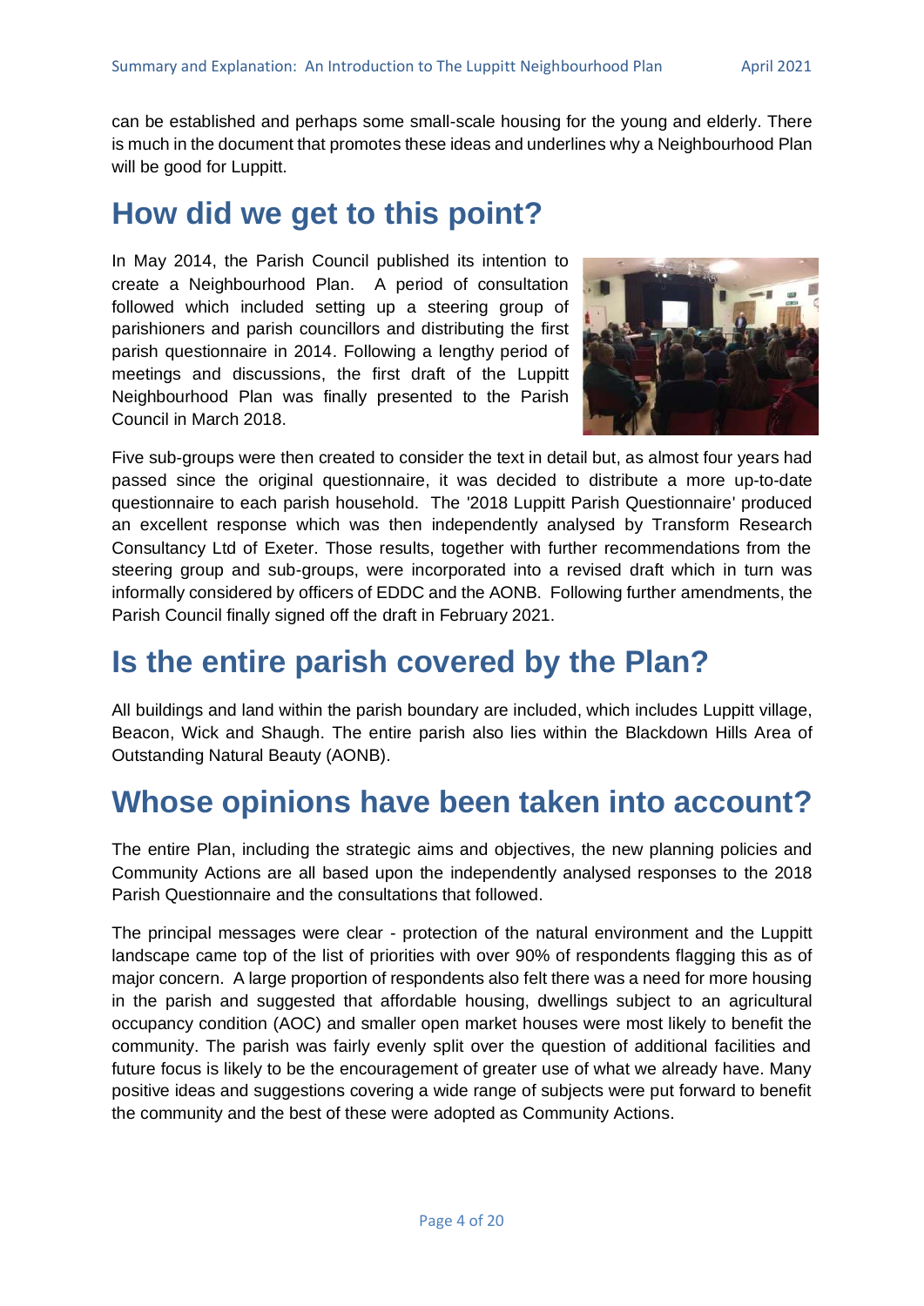can be established and perhaps some small-scale housing for the young and elderly. There is much in the document that promotes these ideas and underlines why a Neighbourhood Plan will be good for Luppitt.

## How did we get to this point?

In May 2014, the Parish Council published its intention to create a Neighbourhood Plan. A period of consultation followed which included setting up a steering group of parishioners and parish councillors and distributing the first parish questionnaire in 2014. Following a lengthy period of meetings and discussions, the first draft of the Luppitt Neighbourhood Plan was finally presented to the Parish Council in March 2018.

Five sub-groups were then created to consider the text in detail but, as almost four years had passed since the original questionnaire, it was decided to distribute a more up-to-date questionnaire to each parish household. The '2018 Luppitt Parish Questionnaire' produced an excellent response which was then independently analysed by Transform Research Consultancy Ltd of Exeter. Those results, together with further recommendations from the steering group and sub-groups, were incorporated into a revised draft which in turn was informally considered by officers of EDDC and the AONB. Following further amendments, the Parish Council finally signed off the draft in February 2021.

## Is the entire parish covered by the Plan?

All buildings and land within the parish boundary are included, which includes Luppitt village, Beacon, Wick and Shaugh. The entire parish also lies within the Blackdown Hills Area of Outstanding Natural Beauty (AONB).

## Whose opinions have been taken into account?

The entire Plan, including the strategic aims and objectives, the new planning policies and Community Actions are all based upon the independently analysed responses to the 2018 Parish Questionnaire and the consultations that followed.

The principal messages were clear - protection of the natural environment and the Luppitt landscape came top of the list of priorities with over 90% of respondents flagging this as of major concern. A large proportion of respondents also felt there was a need for more housing in the parish and suggested that affordable housing, dwellings subject to an agricultural occupancy condition (AOC) and smaller open market houses were most likely to benefit the community. The parish was fairly evenly split over the question of additional facilities and future focus is likely to be the encouragement of greater use of what we already have. Many positive ideas and suggestions covering a wide range of subjects were put forward to benefit the community and the best of these were adopted as Community Actions.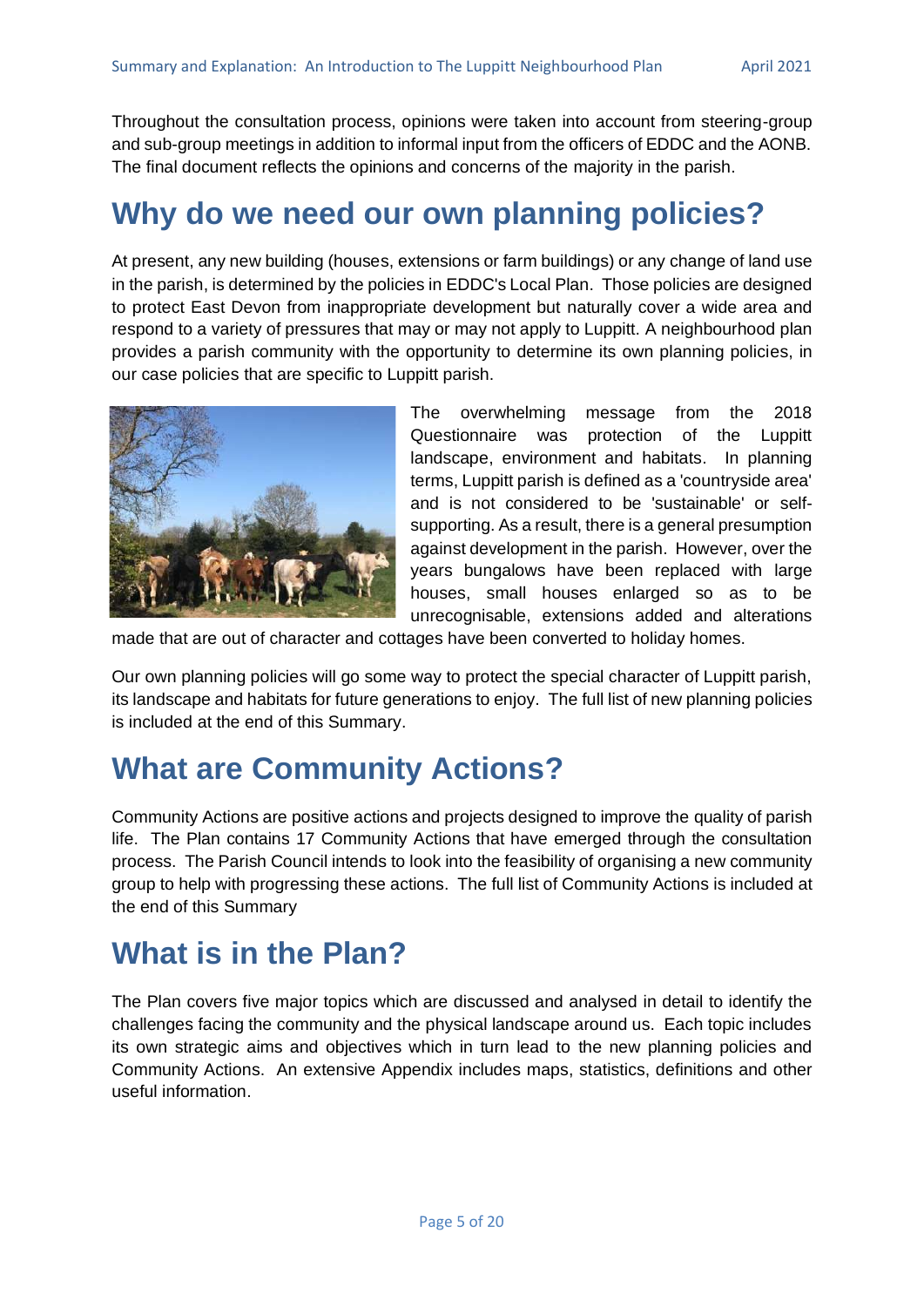Throughout the consultation process, opinions were taken into account from steering-group and sub-group meetings in addition to informal input from the officers of EDDC and the AONB. The final document reflects the opinions and concerns of the majority in the parish.

# Why do we need our own planning policies?

At present, any new building (houses, extensions or farm buildings) or any change of land use in the parish, is determined by the policies in EDDC's Local Plan. Those policies are designed to protect East Devon from inappropriate development but naturally cover a wide area and respond to a variety of pressures that may or may not apply to Luppitt. A neighbourhood plan provides a parish community with the opportunity to determine its own planning policies, in our case policies that are specific to Luppitt parish.

The overwhelming message from the 2018 Questionnaire was protection of the Luppitt landscape, environment and habitats. In planning terms, Luppitt parish is defined as a 'countryside area' and is not considered to be 'sustainable' or self-supporting. As a result, there is a general presumption against development in the parish. However, over the years bungalows have been replaced with large houses, small houses enlarged so as to be unrecognisable, extensions added and alterations made that are out of character and cottages have been converted to holiday homes.

Our own planning policies will go some way to protect the special character of Luppitt parish, its landscape and habitats for future generations to enjoy. The full list of new planning policies is included at the end of this Summary.

# What are Community Actions?

Community Actions are positive actions and projects designed to improve the quality of parish life. The Plan contains 17 Community Actions that have emerged through the consultation process. The Parish Council intends to look into the feasibility of organising a new community group to help with progressing these actions. The full list of Community Actions is included at the end of this Summary

# What is in the Plan?

The Plan covers five major topics which are discussed and analysed in detail to identify the challenges facing the community and the physical landscape around us. Each topic includes its own strategic aims and objectives which in turn lead to the new planning policies and Community Actions. An extensive Appendix includes maps, statistics, definitions and other useful information.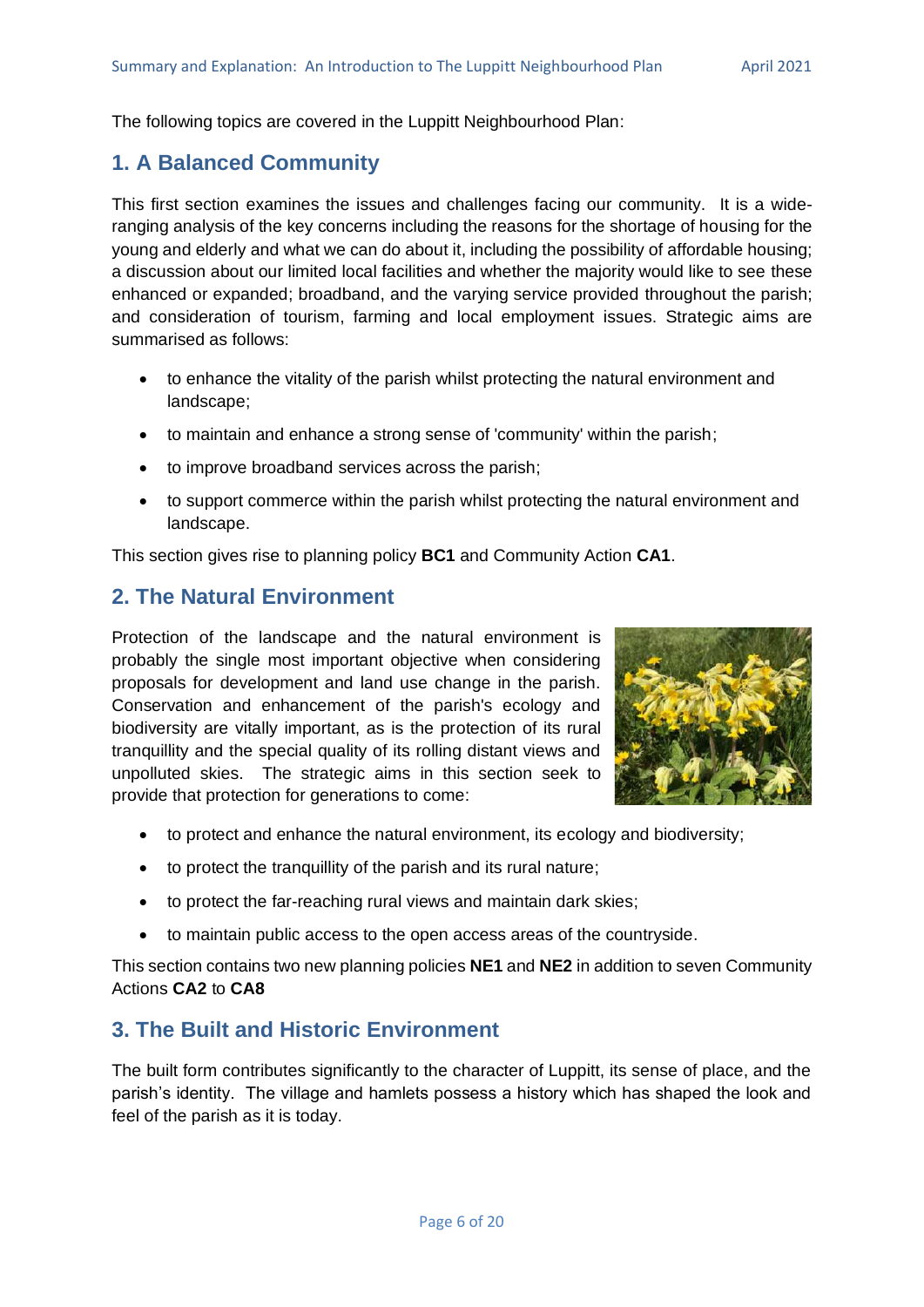The following topics are covered in the Luppitt Neighbourhood Plan:

## 1. A Balanced Community

This first section examines the issues and challenges facing our community. It is a wide-ranging analysis of the key concerns including the reasons for the shortage of housing for the young and elderly and what we can do about it, including the possibility of affordable housing; a discussion about our limited local facilities and whether the majority would like to see these enhanced or expanded; broadband, and the varying service provided throughout the parish; and consideration of tourism, farming and local employment issues. Strategic aims are summarised as follows:

- to enhance the vitality of the parish whilst protecting the natural environment and landscape;
- to maintain and enhance a strong sense of 'community' within the parish;
- to improve broadband services across the parish;
- to support commerce within the parish whilst protecting the natural environment and landscape.

This section gives rise to planning policy **BC1** and Community Action **CA1**.

## 2. The Natural Environment

Protection of the landscape and the natural environment is probably the single most important objective when considering proposals for development and land use change in the parish. Conservation and enhancement of the parish's ecology and biodiversity are vitally important, as is the protection of its rural tranquillity and the special quality of its rolling distant views and unpolluted skies. The strategic aims in this section seek to provide that protection for generations to come:

- to protect and enhance the natural environment, its ecology and biodiversity;
- to protect the tranquillity of the parish and its rural nature;
- to protect the far-reaching rural views and maintain dark skies;
- to maintain public access to the open access areas of the countryside.

This section contains two new planning policies **NE1** and **NE2** in addition to seven Community Actions **CA2** to **CA8**

## 3. The Built and Historic Environment

The built form contributes significantly to the character of Luppitt, its sense of place, and the parish's identity. The village and hamlets possess a history which has shaped the look and feel of the parish as it is today.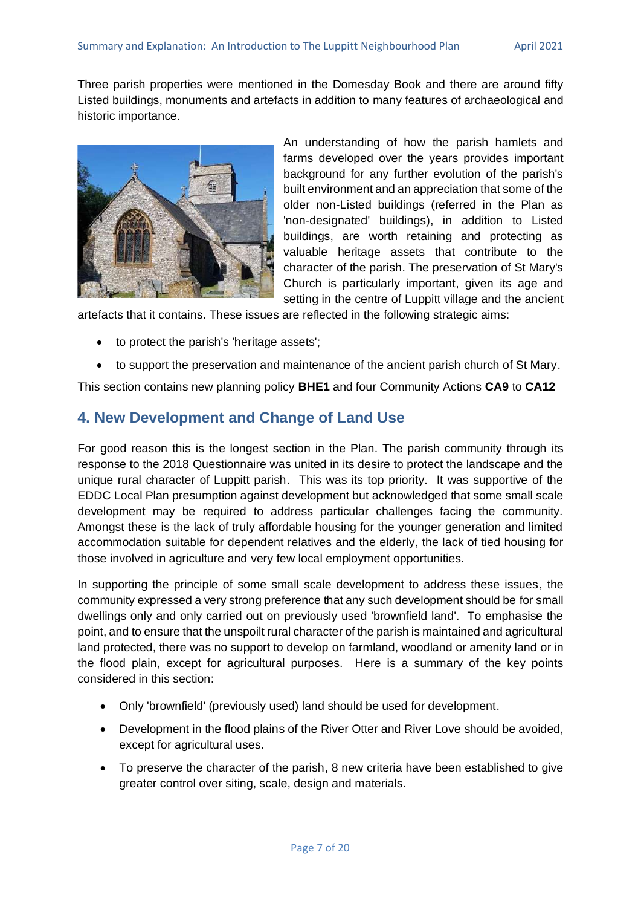Three parish properties were mentioned in the Domesday Book and there are around fifty Listed buildings, monuments and artefacts in addition to many features of archaeological and historic importance.

An understanding of how the parish hamlets and farms developed over the years provides important background for any further evolution of the parish's built environment and an appreciation that some of the older non-Listed buildings (referred in the Plan as 'non-designated' buildings), in addition to Listed buildings, are worth retaining and protecting as valuable heritage assets that contribute to the character of the parish. The preservation of St Mary's Church is particularly important, given its age and setting in the centre of Luppitt village and the ancient artefacts that it contains. These issues are reflected in the following strategic aims:

- to protect the parish's 'heritage assets';
- to support the preservation and maintenance of the ancient parish church of St Mary.

This section contains new planning policy **BHE1** and four Community Actions **CA9** to **CA12**

## 4. New Development and Change of Land Use

For good reason this is the longest section in the Plan. The parish community through its response to the 2018 Questionnaire was united in its desire to protect the landscape and the unique rural character of Luppitt parish. This was its top priority. It was supportive of the EDDC Local Plan presumption against development but acknowledged that some small scale development may be required to address particular challenges facing the community. Amongst these is the lack of truly affordable housing for the younger generation and limited accommodation suitable for dependent relatives and the elderly, the lack of tied housing for those involved in agriculture and very few local employment opportunities.

In supporting the principle of some small scale development to address these issues, the community expressed a very strong preference that any such development should be for small dwellings only and only carried out on previously used 'brownfield land'. To emphasise the point, and to ensure that the unspoilt rural character of the parish is maintained and agricultural land protected, there was no support to develop on farmland, woodland or amenity land or in the flood plain, except for agricultural purposes. Here is a summary of the key points considered in this section:

- Only 'brownfield' (previously used) land should be used for development.
- Development in the flood plains of the River Otter and River Love should be avoided, except for agricultural uses.
- To preserve the character of the parish, 8 new criteria have been established to give greater control over siting, scale, design and materials.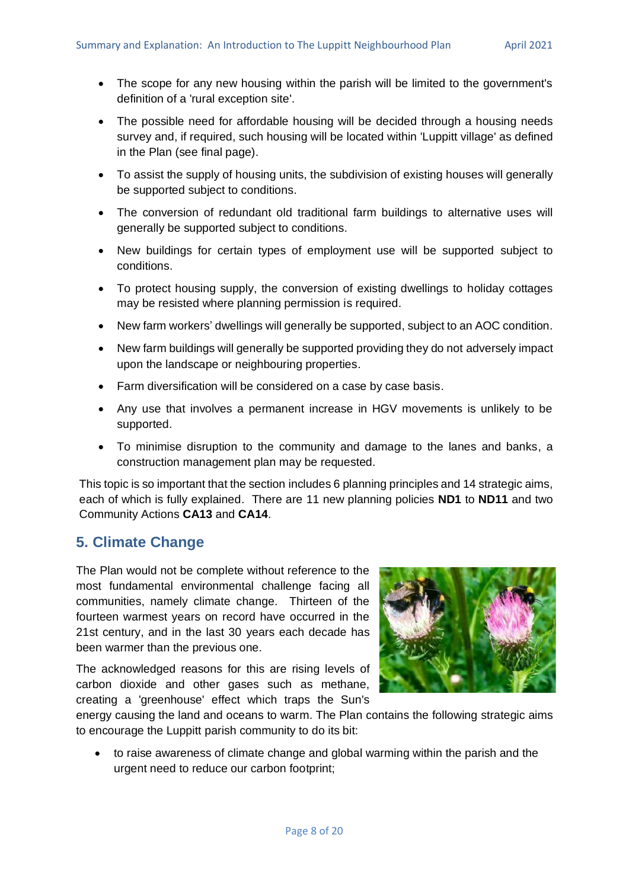- The scope for any new housing within the parish will be limited to the government's definition of a 'rural exception site'.
- The possible need for affordable housing will be decided through a housing needs survey and, if required, such housing will be located within 'Luppitt village' as defined in the Plan (see final page).
- To assist the supply of housing units, the subdivision of existing houses will generally be supported subject to conditions.
- The conversion of redundant old traditional farm buildings to alternative uses will generally be supported subject to conditions.
- New buildings for certain types of employment use will be supported subject to conditions.
- To protect housing supply, the conversion of existing dwellings to holiday cottages may be resisted where planning permission is required.
- New farm workers' dwellings will generally be supported, subject to an AOC condition.
- New farm buildings will generally be supported providing they do not adversely impact upon the landscape or neighbouring properties.
- Farm diversification will be considered on a case by case basis.
- Any use that involves a permanent increase in HGV movements is unlikely to be supported.
- To minimise disruption to the community and damage to the lanes and banks, a construction management plan may be requested.

This topic is so important that the section includes 6 planning principles and 14 strategic aims, each of which is fully explained. There are 11 new planning policies **ND1** to **ND11** and two Community Actions **CA13** and **CA14**.

## 5. Climate Change

The Plan would not be complete without reference to the most fundamental environmental challenge facing all communities, namely climate change. Thirteen of the fourteen warmest years on record have occurred in the 21st century, and in the last 30 years each decade has been warmer than the previous one.

The acknowledged reasons for this are rising levels of carbon dioxide and other gases such as methane, creating a 'greenhouse' effect which traps the Sun's energy causing the land and oceans to warm. The Plan contains the following strategic aims to encourage the Luppitt parish community to do its bit:

- to raise awareness of climate change and global warming within the parish and the urgent need to reduce our carbon footprint;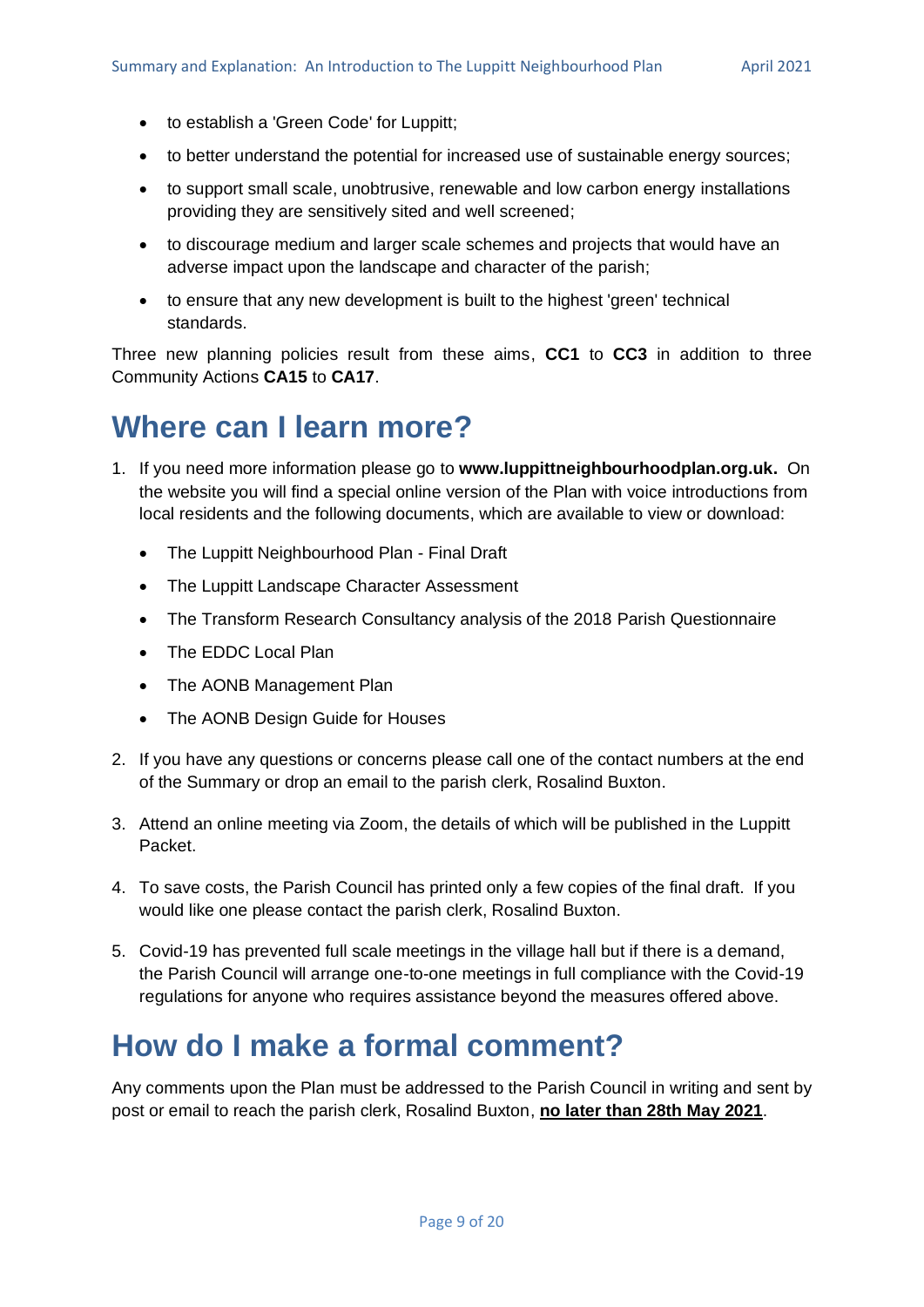- to establish a 'Green Code' for Luppitt;
- to better understand the potential for increased use of sustainable energy sources;
- to support small scale, unobtrusive, renewable and low carbon energy installations providing they are sensitively sited and well screened;
- to discourage medium and larger scale schemes and projects that would have an adverse impact upon the landscape and character of the parish;
- to ensure that any new development is built to the highest 'green' technical standards.

Three new planning policies result from these aims, **CC1** to **CC3** in addition to three Community Actions **CA15** to **CA17**.

# Where can I learn more?

1. If you need more information please go to **www.luppittneighbourhoodplan.org.uk.** On the website you will find a special online version of the Plan with voice introductions from local residents and the following documents, which are available to view or download:
   - The Luppitt Neighbourhood Plan - Final Draft
   - The Luppitt Landscape Character Assessment
   - The Transform Research Consultancy analysis of the 2018 Parish Questionnaire
   - The EDDC Local Plan
   - The AONB Management Plan
   - The AONB Design Guide for Houses
2. If you have any questions or concerns please call one of the contact numbers at the end of the Summary or drop an email to the parish clerk, Rosalind Buxton.
3. Attend an online meeting via Zoom, the details of which will be published in the Luppitt Packet.
4. To save costs, the Parish Council has printed only a few copies of the final draft. If you would like one please contact the parish clerk, Rosalind Buxton.
5. Covid-19 has prevented full scale meetings in the village hall but if there is a demand, the Parish Council will arrange one-to-one meetings in full compliance with the Covid-19 regulations for anyone who requires assistance beyond the measures offered above.

# How do I make a formal comment?

Any comments upon the Plan must be addressed to the Parish Council in writing and sent by post or email to reach the parish clerk, Rosalind Buxton, **no later than 28th May 2021**.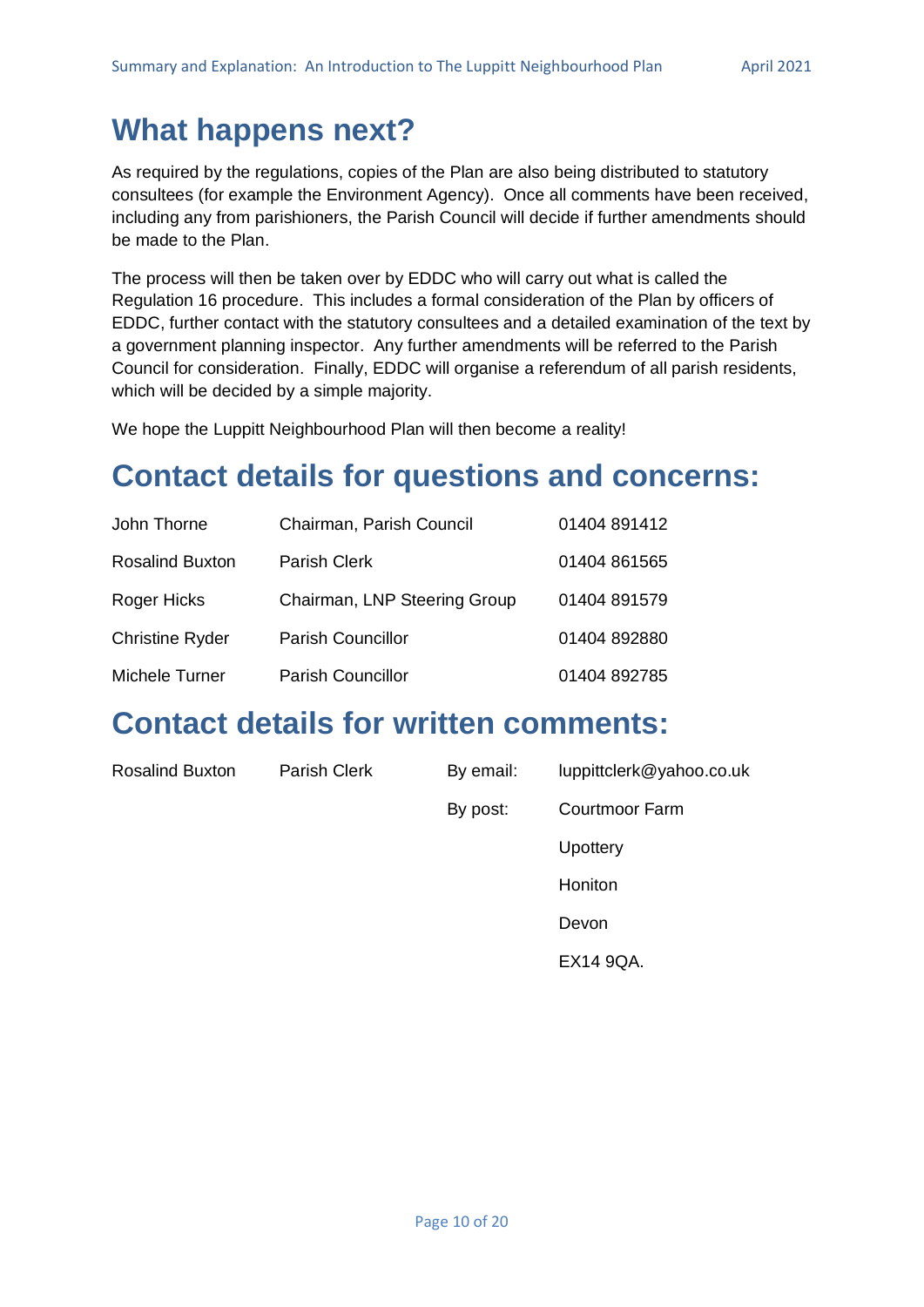# What happens next?

As required by the regulations, copies of the Plan are also being distributed to statutory consultees (for example the Environment Agency). Once all comments have been received, including any from parishioners, the Parish Council will decide if further amendments should be made to the Plan.

The process will then be taken over by EDDC who will carry out what is called the Regulation 16 procedure. This includes a formal consideration of the Plan by officers of EDDC, further contact with the statutory consultees and a detailed examination of the text by a government planning inspector. Any further amendments will be referred to the Parish Council for consideration. Finally, EDDC will organise a referendum of all parish residents, which will be decided by a simple majority.

We hope the Luppitt Neighbourhood Plan will then become a reality!

# Contact details for questions and concerns:

| | | |
|---|---|---|
| John Thorne | Chairman, Parish Council | 01404 891412 |
| Rosalind Buxton | Parish Clerk | 01404 861565 |
| Roger Hicks | Chairman, LNP Steering Group | 01404 891579 |
| Christine Ryder | Parish Councillor | 01404 892880 |
| Michele Turner | Parish Councillor | 01404 892785 |

# Contact details for written comments:

| | | | |
|---|---|---|---|
| Rosalind Buxton | Parish Clerk | By email: | luppittclerk@yahoo.co.uk |
| | | By post: | Courtmoor Farm |
| | | | Upottery |
| | | | Honiton |
| | | | Devon |
| | | | EX14 9QA. |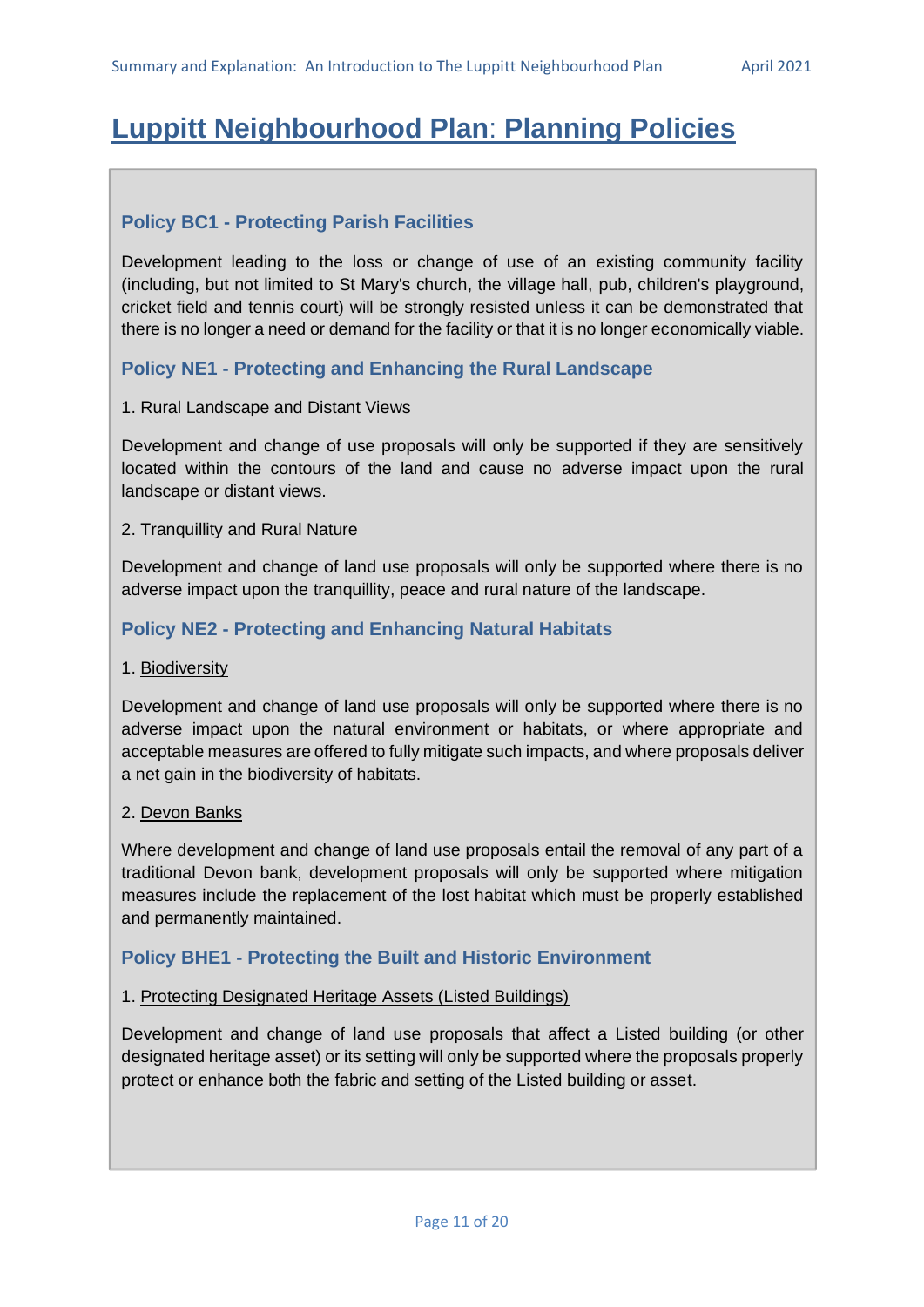# Luppitt Neighbourhood Plan: Planning Policies

### Policy BC1 - Protecting Parish Facilities

Development leading to the loss or change of use of an existing community facility (including, but not limited to St Mary's church, the village hall, pub, children's playground, cricket field and tennis court) will be strongly resisted unless it can be demonstrated that there is no longer a need or demand for the facility or that it is no longer economically viable.

### Policy NE1 - Protecting and Enhancing the Rural Landscape

1. Rural Landscape and Distant Views

Development and change of use proposals will only be supported if they are sensitively located within the contours of the land and cause no adverse impact upon the rural landscape or distant views.

2. Tranquillity and Rural Nature

Development and change of land use proposals will only be supported where there is no adverse impact upon the tranquillity, peace and rural nature of the landscape.

### Policy NE2 - Protecting and Enhancing Natural Habitats

1. Biodiversity

Development and change of land use proposals will only be supported where there is no adverse impact upon the natural environment or habitats, or where appropriate and acceptable measures are offered to fully mitigate such impacts, and where proposals deliver a net gain in the biodiversity of habitats.

2. Devon Banks

Where development and change of land use proposals entail the removal of any part of a traditional Devon bank, development proposals will only be supported where mitigation measures include the replacement of the lost habitat which must be properly established and permanently maintained.

### Policy BHE1 - Protecting the Built and Historic Environment

1. Protecting Designated Heritage Assets (Listed Buildings)

Development and change of land use proposals that affect a Listed building (or other designated heritage asset) or its setting will only be supported where the proposals properly protect or enhance both the fabric and setting of the Listed building or asset.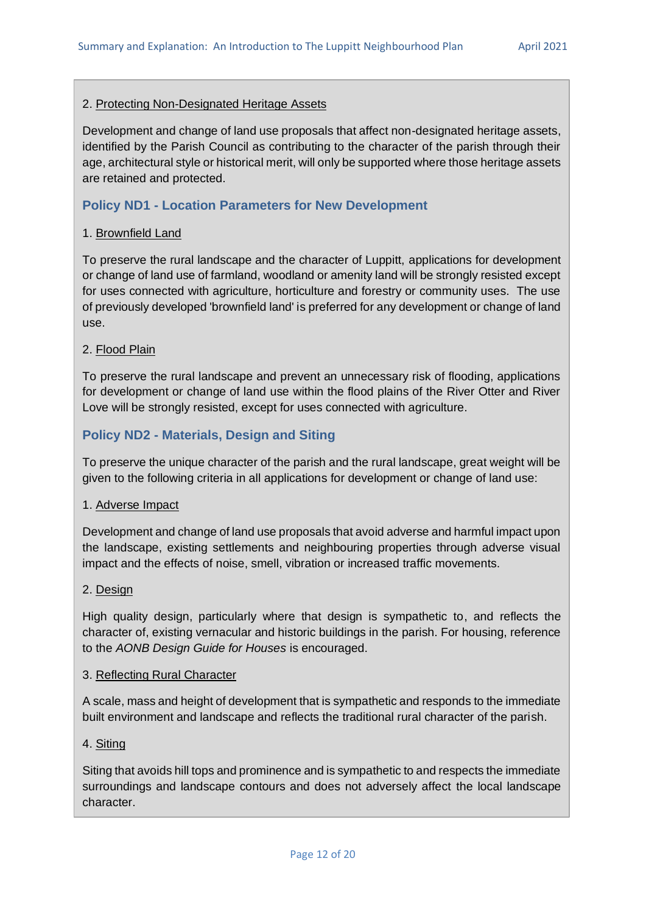2. Protecting Non-Designated Heritage Assets

Development and change of land use proposals that affect non-designated heritage assets, identified by the Parish Council as contributing to the character of the parish through their age, architectural style or historical merit, will only be supported where those heritage assets are retained and protected.

### Policy ND1 - Location Parameters for New Development

1. Brownfield Land

To preserve the rural landscape and the character of Luppitt, applications for development or change of land use of farmland, woodland or amenity land will be strongly resisted except for uses connected with agriculture, horticulture and forestry or community uses. The use of previously developed 'brownfield land' is preferred for any development or change of land use.

2. Flood Plain

To preserve the rural landscape and prevent an unnecessary risk of flooding, applications for development or change of land use within the flood plains of the River Otter and River Love will be strongly resisted, except for uses connected with agriculture.

### Policy ND2 - Materials, Design and Siting

To preserve the unique character of the parish and the rural landscape, great weight will be given to the following criteria in all applications for development or change of land use:

1. Adverse Impact

Development and change of land use proposals that avoid adverse and harmful impact upon the landscape, existing settlements and neighbouring properties through adverse visual impact and the effects of noise, smell, vibration or increased traffic movements.

2. Design

High quality design, particularly where that design is sympathetic to, and reflects the character of, existing vernacular and historic buildings in the parish. For housing, reference to the *AONB Design Guide for Houses* is encouraged.

3. Reflecting Rural Character

A scale, mass and height of development that is sympathetic and responds to the immediate built environment and landscape and reflects the traditional rural character of the parish.

4. Siting

Siting that avoids hill tops and prominence and is sympathetic to and respects the immediate surroundings and landscape contours and does not adversely affect the local landscape character.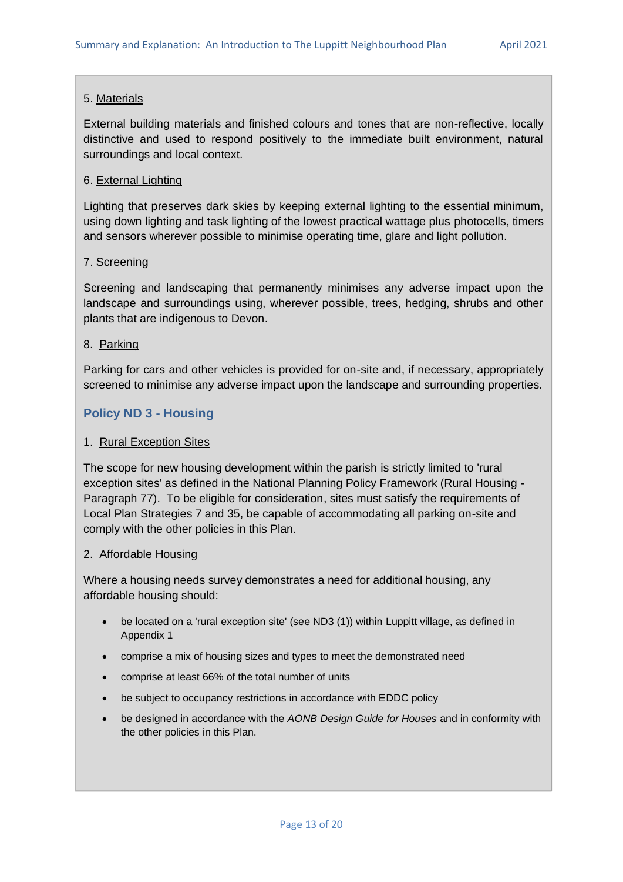5. Materials

External building materials and finished colours and tones that are non-reflective, locally distinctive and used to respond positively to the immediate built environment, natural surroundings and local context.

6. External Lighting

Lighting that preserves dark skies by keeping external lighting to the essential minimum, using down lighting and task lighting of the lowest practical wattage plus photocells, timers and sensors wherever possible to minimise operating time, glare and light pollution.

7. Screening

Screening and landscaping that permanently minimises any adverse impact upon the landscape and surroundings using, wherever possible, trees, hedging, shrubs and other plants that are indigenous to Devon.

8. Parking

Parking for cars and other vehicles is provided for on-site and, if necessary, appropriately screened to minimise any adverse impact upon the landscape and surrounding properties.

### Policy ND 3 - Housing

1. Rural Exception Sites

The scope for new housing development within the parish is strictly limited to 'rural exception sites' as defined in the National Planning Policy Framework (Rural Housing - Paragraph 77). To be eligible for consideration, sites must satisfy the requirements of Local Plan Strategies 7 and 35, be capable of accommodating all parking on-site and comply with the other policies in this Plan.

2. Affordable Housing

Where a housing needs survey demonstrates a need for additional housing, any affordable housing should:

- be located on a 'rural exception site' (see ND3 (1)) within Luppitt village, as defined in Appendix 1
- comprise a mix of housing sizes and types to meet the demonstrated need
- comprise at least 66% of the total number of units
- be subject to occupancy restrictions in accordance with EDDC policy
- be designed in accordance with the *AONB Design Guide for Houses* and in conformity with the other policies in this Plan.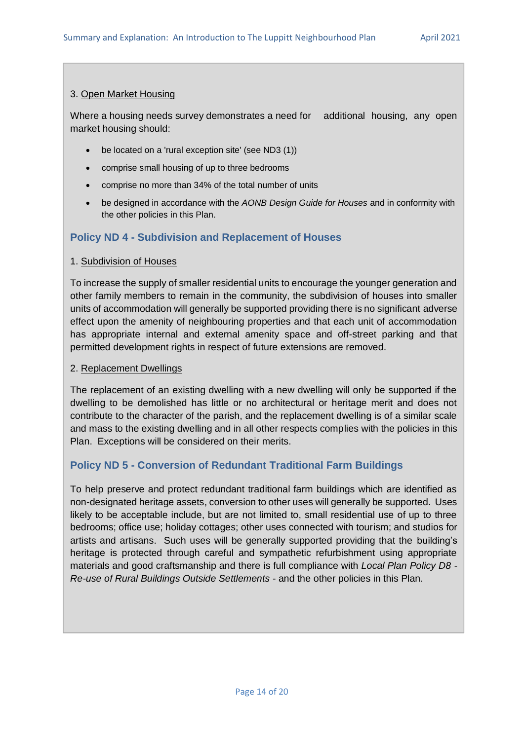3. Open Market Housing

Where a housing needs survey demonstrates a need for additional housing, any open market housing should:

- be located on a 'rural exception site' (see ND3 (1))
- comprise small housing of up to three bedrooms
- comprise no more than 34% of the total number of units
- be designed in accordance with the *AONB Design Guide for Houses* and in conformity with the other policies in this Plan.

### Policy ND 4 - Subdivision and Replacement of Houses

1. Subdivision of Houses

To increase the supply of smaller residential units to encourage the younger generation and other family members to remain in the community, the subdivision of houses into smaller units of accommodation will generally be supported providing there is no significant adverse effect upon the amenity of neighbouring properties and that each unit of accommodation has appropriate internal and external amenity space and off-street parking and that permitted development rights in respect of future extensions are removed.

2. Replacement Dwellings

The replacement of an existing dwelling with a new dwelling will only be supported if the dwelling to be demolished has little or no architectural or heritage merit and does not contribute to the character of the parish, and the replacement dwelling is of a similar scale and mass to the existing dwelling and in all other respects complies with the policies in this Plan. Exceptions will be considered on their merits.

### Policy ND 5 - Conversion of Redundant Traditional Farm Buildings

To help preserve and protect redundant traditional farm buildings which are identified as non-designated heritage assets, conversion to other uses will generally be supported. Uses likely to be acceptable include, but are not limited to, small residential use of up to three bedrooms; office use; holiday cottages; other uses connected with tourism; and studios for artists and artisans. Such uses will be generally supported providing that the building's heritage is protected through careful and sympathetic refurbishment using appropriate materials and good craftsmanship and there is full compliance with *Local Plan Policy D8 - Re-use of Rural Buildings Outside Settlements* - and the other policies in this Plan.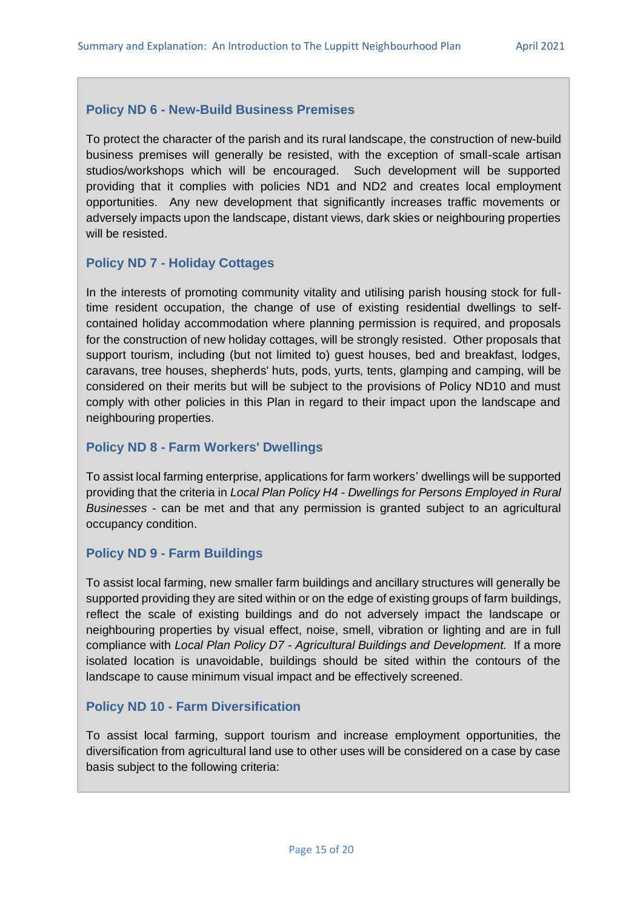### Policy ND 6 - New-Build Business Premises

To protect the character of the parish and its rural landscape, the construction of new-build business premises will generally be resisted, with the exception of small-scale artisan studios/workshops which will be encouraged. Such development will be supported providing that it complies with policies ND1 and ND2 and creates local employment opportunities. Any new development that significantly increases traffic movements or adversely impacts upon the landscape, distant views, dark skies or neighbouring properties will be resisted.

### Policy ND 7 - Holiday Cottages

In the interests of promoting community vitality and utilising parish housing stock for full-time resident occupation, the change of use of existing residential dwellings to self-contained holiday accommodation where planning permission is required, and proposals for the construction of new holiday cottages, will be strongly resisted. Other proposals that support tourism, including (but not limited to) guest houses, bed and breakfast, lodges, caravans, tree houses, shepherds' huts, pods, yurts, tents, glamping and camping, will be considered on their merits but will be subject to the provisions of Policy ND10 and must comply with other policies in this Plan in regard to their impact upon the landscape and neighbouring properties.

### Policy ND 8 - Farm Workers' Dwellings

To assist local farming enterprise, applications for farm workers' dwellings will be supported providing that the criteria in *Local Plan Policy H4 - Dwellings for Persons Employed in Rural Businesses* - can be met and that any permission is granted subject to an agricultural occupancy condition.

### Policy ND 9 - Farm Buildings

To assist local farming, new smaller farm buildings and ancillary structures will generally be supported providing they are sited within or on the edge of existing groups of farm buildings, reflect the scale of existing buildings and do not adversely impact the landscape or neighbouring properties by visual effect, noise, smell, vibration or lighting and are in full compliance with *Local Plan Policy D7 - Agricultural Buildings and Development.* If a more isolated location is unavoidable, buildings should be sited within the contours of the landscape to cause minimum visual impact and be effectively screened.

### Policy ND 10 - Farm Diversification

To assist local farming, support tourism and increase employment opportunities, the diversification from agricultural land use to other uses will be considered on a case by case basis subject to the following criteria: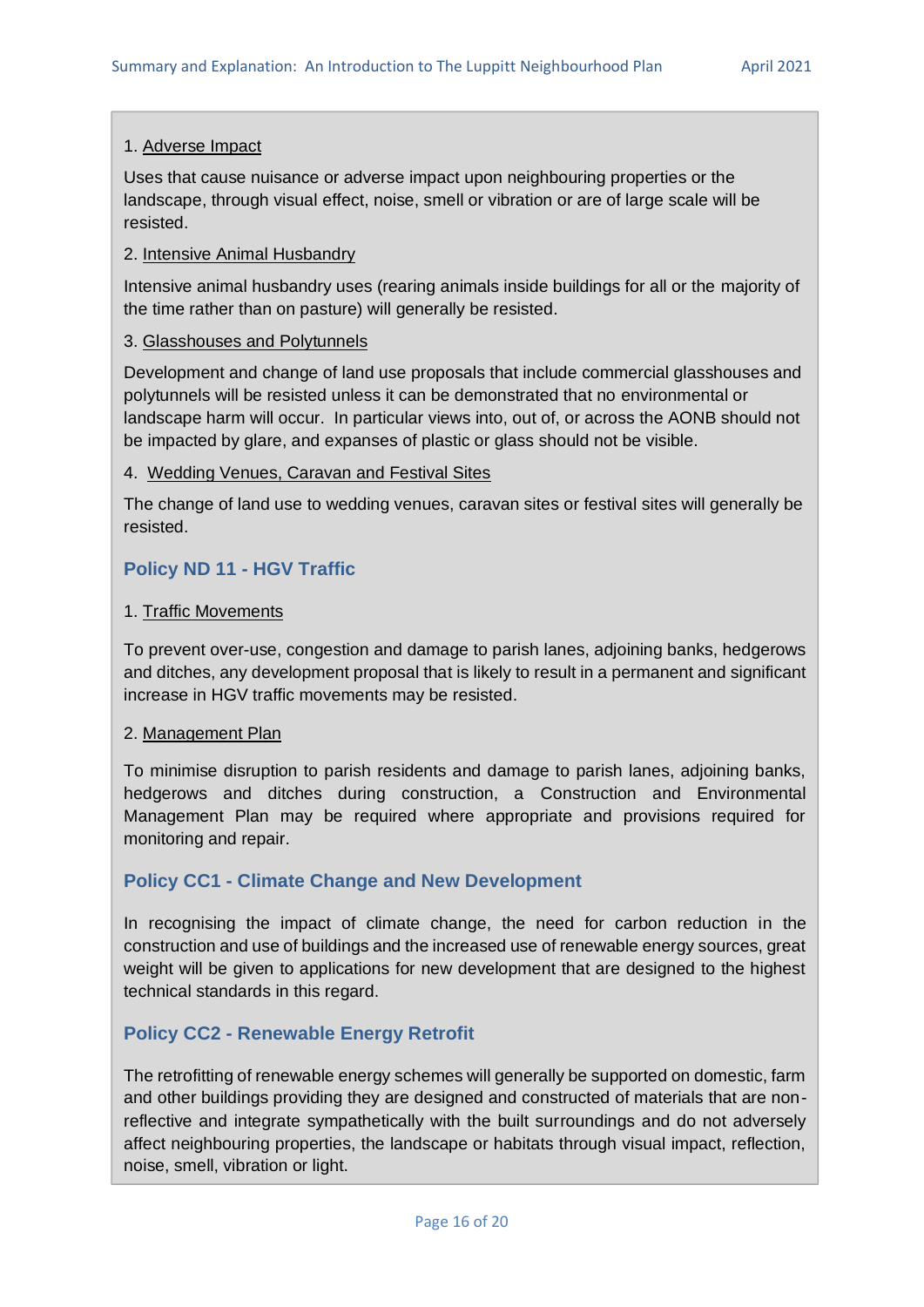1. Adverse Impact

Uses that cause nuisance or adverse impact upon neighbouring properties or the landscape, through visual effect, noise, smell or vibration or are of large scale will be resisted.

2. Intensive Animal Husbandry

Intensive animal husbandry uses (rearing animals inside buildings for all or the majority of the time rather than on pasture) will generally be resisted.

3. Glasshouses and Polytunnels

Development and change of land use proposals that include commercial glasshouses and polytunnels will be resisted unless it can be demonstrated that no environmental or landscape harm will occur. In particular views into, out of, or across the AONB should not be impacted by glare, and expanses of plastic or glass should not be visible.

4. Wedding Venues, Caravan and Festival Sites

The change of land use to wedding venues, caravan sites or festival sites will generally be resisted.

### Policy ND 11 - HGV Traffic

1. Traffic Movements

To prevent over-use, congestion and damage to parish lanes, adjoining banks, hedgerows and ditches, any development proposal that is likely to result in a permanent and significant increase in HGV traffic movements may be resisted.

2. Management Plan

To minimise disruption to parish residents and damage to parish lanes, adjoining banks, hedgerows and ditches during construction, a Construction and Environmental Management Plan may be required where appropriate and provisions required for monitoring and repair.

### Policy CC1 - Climate Change and New Development

In recognising the impact of climate change, the need for carbon reduction in the construction and use of buildings and the increased use of renewable energy sources, great weight will be given to applications for new development that are designed to the highest technical standards in this regard.

### Policy CC2 - Renewable Energy Retrofit

The retrofitting of renewable energy schemes will generally be supported on domestic, farm and other buildings providing they are designed and constructed of materials that are non-reflective and integrate sympathetically with the built surroundings and do not adversely affect neighbouring properties, the landscape or habitats through visual impact, reflection, noise, smell, vibration or light.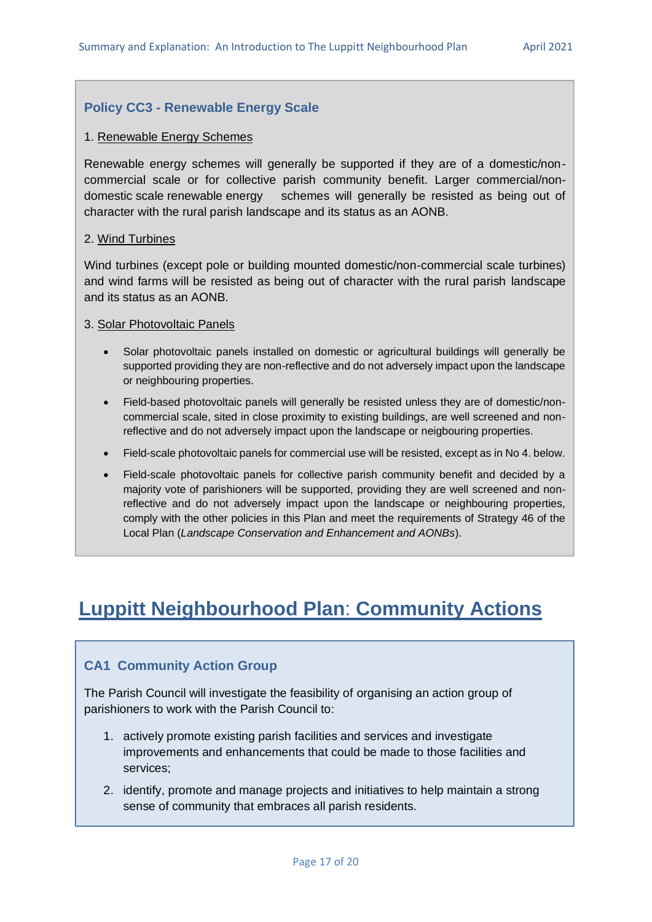### Policy CC3 - Renewable Energy Scale

1. Renewable Energy Schemes

Renewable energy schemes will generally be supported if they are of a domestic/non-commercial scale or for collective parish community benefit. Larger commercial/non-domestic scale renewable energy schemes will generally be resisted as being out of character with the rural parish landscape and its status as an AONB.

2. Wind Turbines

Wind turbines (except pole or building mounted domestic/non-commercial scale turbines) and wind farms will be resisted as being out of character with the rural parish landscape and its status as an AONB.

3. Solar Photovoltaic Panels

- Solar photovoltaic panels installed on domestic or agricultural buildings will generally be supported providing they are non-reflective and do not adversely impact upon the landscape or neighbouring properties.
- Field-based photovoltaic panels will generally be resisted unless they are of domestic/non-commercial scale, sited in close proximity to existing buildings, are well screened and non-reflective and do not adversely impact upon the landscape or neigbouring properties.
- Field-scale photovoltaic panels for commercial use will be resisted, except as in No 4. below.
- Field-scale photovoltaic panels for collective parish community benefit and decided by a majority vote of parishioners will be supported, providing they are well screened and non-reflective and do not adversely impact upon the landscape or neighbouring properties, comply with the other policies in this Plan and meet the requirements of Strategy 46 of the Local Plan (*Landscape Conservation and Enhancement and AONBs*).

# Luppitt Neighbourhood Plan: Community Actions

### CA1 Community Action Group

The Parish Council will investigate the feasibility of organising an action group of parishioners to work with the Parish Council to:

1. actively promote existing parish facilities and services and investigate improvements and enhancements that could be made to those facilities and services;
2. identify, promote and manage projects and initiatives to help maintain a strong sense of community that embraces all parish residents.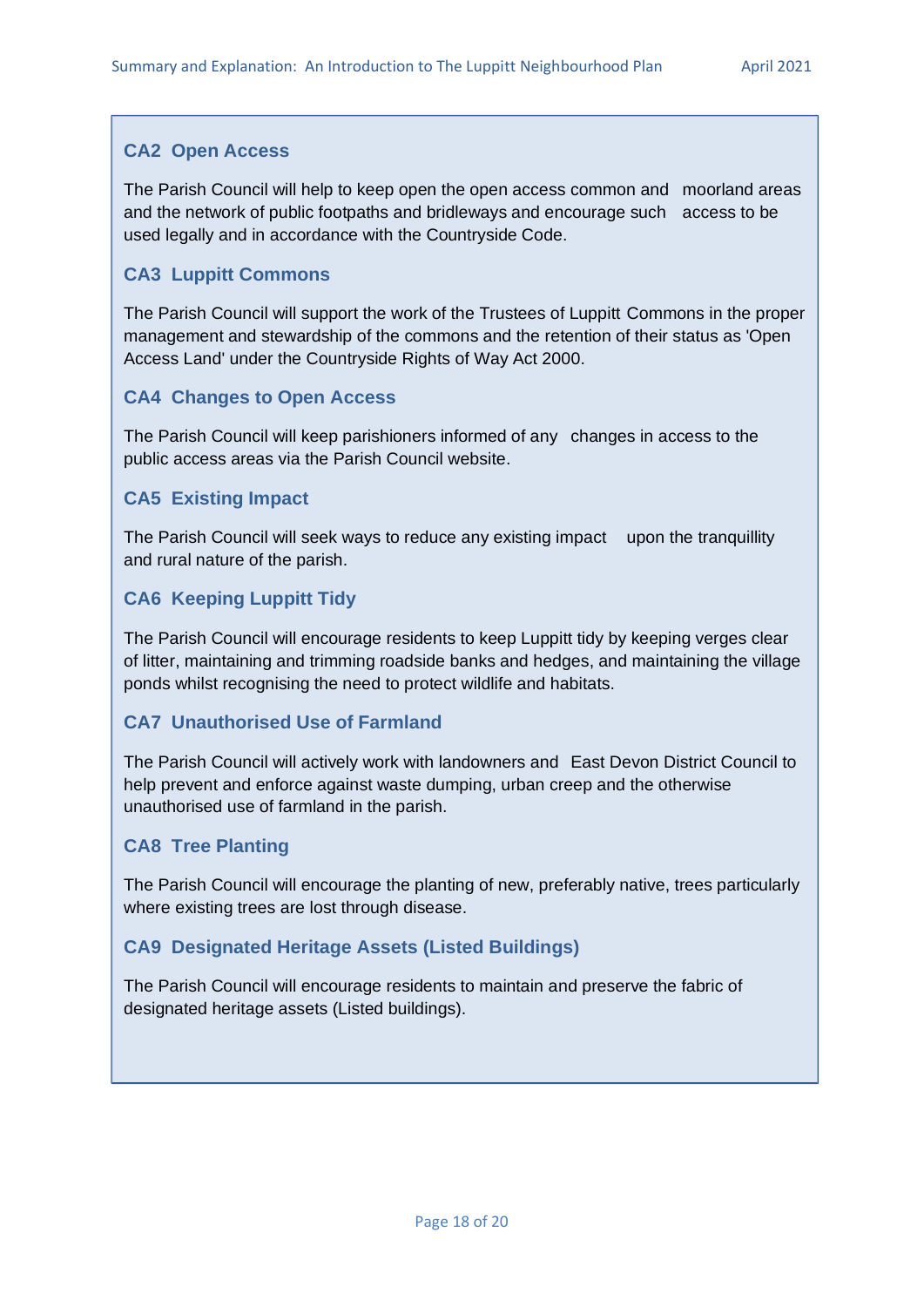### CA2 Open Access

The Parish Council will help to keep open the open access common and moorland areas and the network of public footpaths and bridleways and encourage such access to be used legally and in accordance with the Countryside Code.

### CA3 Luppitt Commons

The Parish Council will support the work of the Trustees of Luppitt Commons in the proper management and stewardship of the commons and the retention of their status as 'Open Access Land' under the Countryside Rights of Way Act 2000.

### CA4 Changes to Open Access

The Parish Council will keep parishioners informed of any changes in access to the public access areas via the Parish Council website.

### CA5 Existing Impact

The Parish Council will seek ways to reduce any existing impact upon the tranquillity and rural nature of the parish.

### CA6 Keeping Luppitt Tidy

The Parish Council will encourage residents to keep Luppitt tidy by keeping verges clear of litter, maintaining and trimming roadside banks and hedges, and maintaining the village ponds whilst recognising the need to protect wildlife and habitats.

### CA7 Unauthorised Use of Farmland

The Parish Council will actively work with landowners and East Devon District Council to help prevent and enforce against waste dumping, urban creep and the otherwise unauthorised use of farmland in the parish.

### CA8 Tree Planting

The Parish Council will encourage the planting of new, preferably native, trees particularly where existing trees are lost through disease.

### CA9 Designated Heritage Assets (Listed Buildings)

The Parish Council will encourage residents to maintain and preserve the fabric of designated heritage assets (Listed buildings).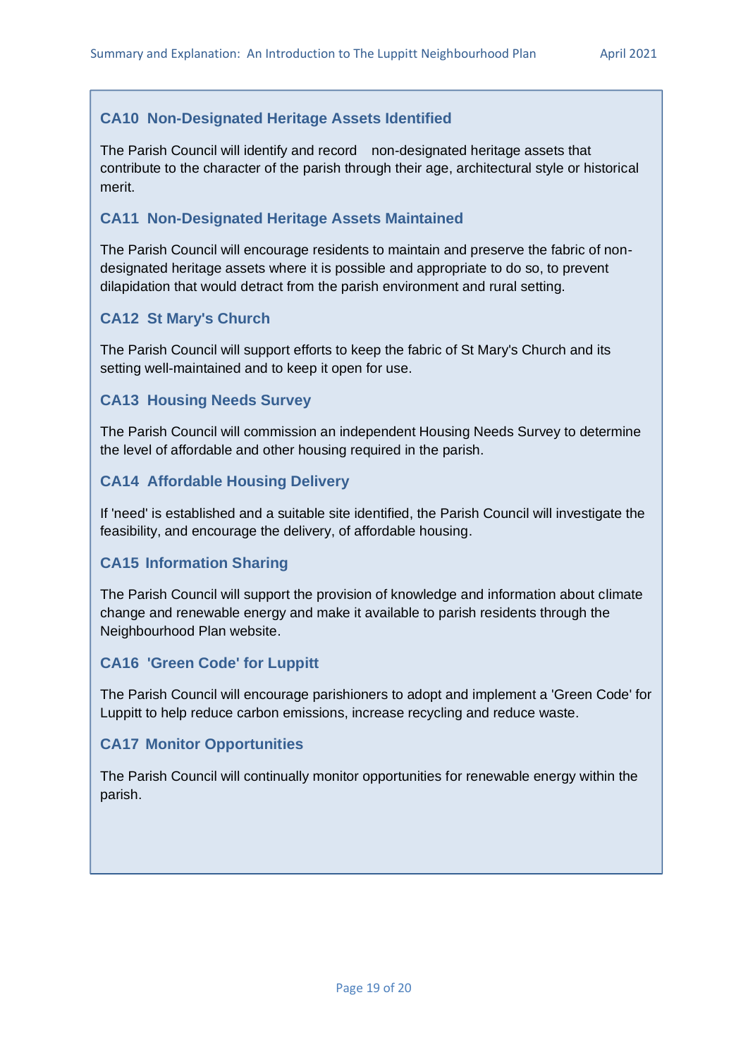### CA10 Non-Designated Heritage Assets Identified

The Parish Council will identify and record non-designated heritage assets that contribute to the character of the parish through their age, architectural style or historical merit.

### CA11 Non-Designated Heritage Assets Maintained

The Parish Council will encourage residents to maintain and preserve the fabric of non-designated heritage assets where it is possible and appropriate to do so, to prevent dilapidation that would detract from the parish environment and rural setting.

### CA12 St Mary's Church

The Parish Council will support efforts to keep the fabric of St Mary's Church and its setting well-maintained and to keep it open for use.

### CA13 Housing Needs Survey

The Parish Council will commission an independent Housing Needs Survey to determine the level of affordable and other housing required in the parish.

### CA14 Affordable Housing Delivery

If 'need' is established and a suitable site identified, the Parish Council will investigate the feasibility, and encourage the delivery, of affordable housing.

### CA15 Information Sharing

The Parish Council will support the provision of knowledge and information about climate change and renewable energy and make it available to parish residents through the Neighbourhood Plan website.

### CA16 'Green Code' for Luppitt

The Parish Council will encourage parishioners to adopt and implement a 'Green Code' for Luppitt to help reduce carbon emissions, increase recycling and reduce waste.

### CA17 Monitor Opportunities

The Parish Council will continually monitor opportunities for renewable energy within the parish.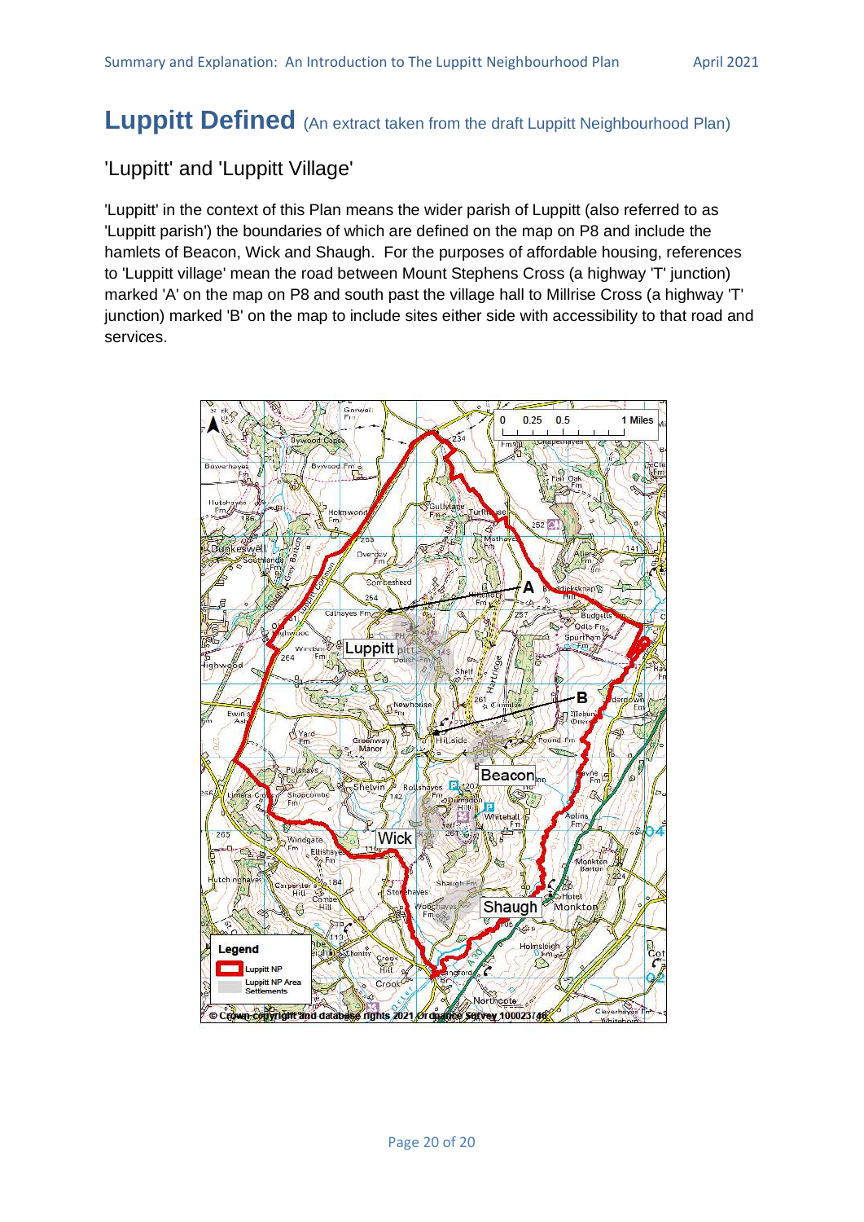# Luppitt Defined (An extract taken from the draft Luppitt Neighbourhood Plan)

## 'Luppitt' and 'Luppitt Village'

'Luppitt' in the context of this Plan means the wider parish of Luppitt (also referred to as 'Luppitt parish') the boundaries of which are defined on the map on P8 and include the hamlets of Beacon, Wick and Shaugh. For the purposes of affordable housing, references to 'Luppitt village' mean the road between Mount Stephens Cross (a highway 'T' junction) marked 'A' on the map on P8 and south past the village hall to Millrise Cross (a highway 'T' junction) marked 'B' on the map to include sites either side with accessibility to that road and services.

0 0.25 0.5 1 Miles

A

B

Luppitt

Beacon

Wick

Shaugh

Legend

Luppitt NP

Luppitt NP Area Settlements

© Crown copyright and database rights 2021 Ordnance Survey 100023746